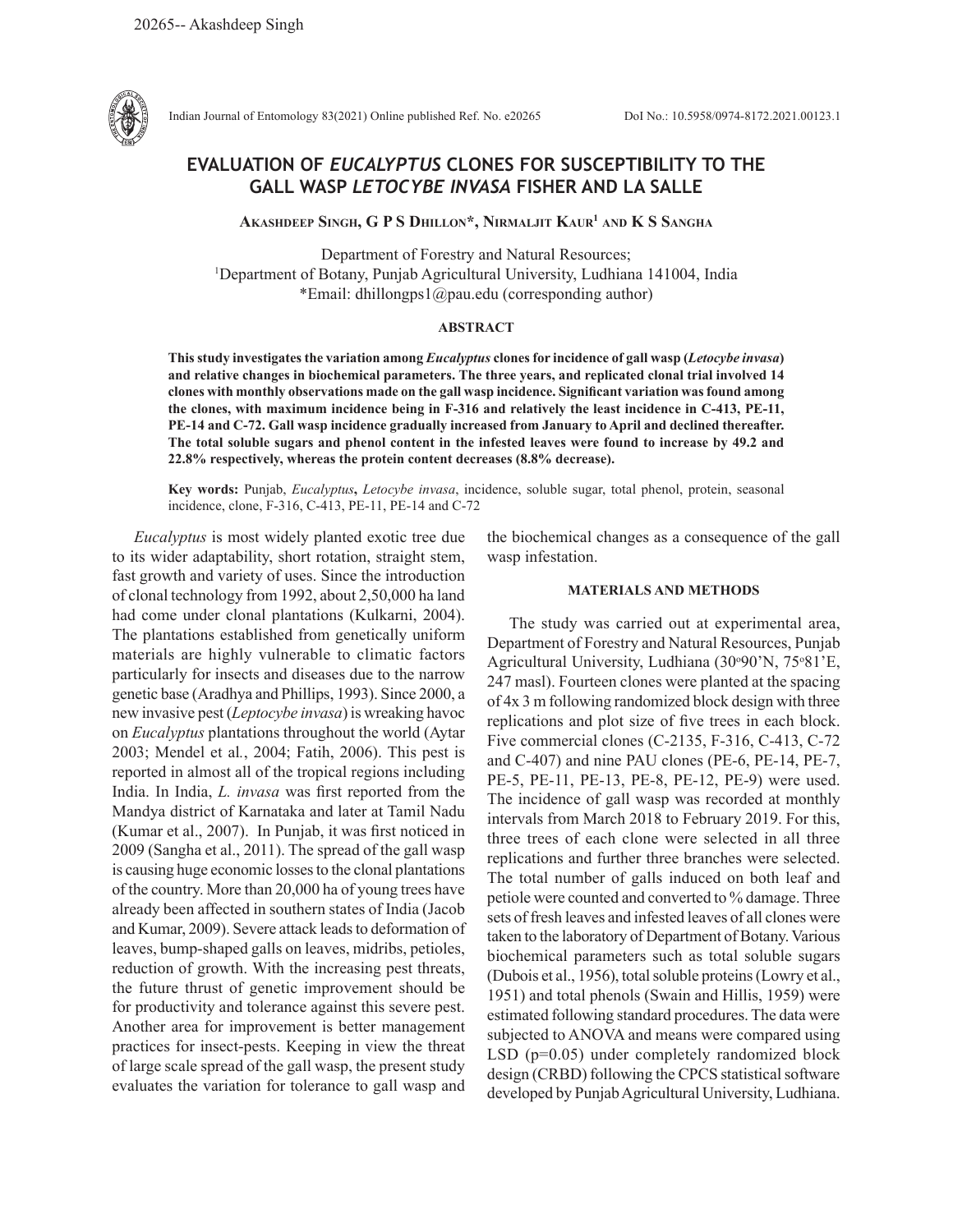20265-- Akashdeep Singh

Indian Journal of Entomology 83(2021) Online published Ref. No. e20265 DoI No.: 10.5958/0974-8172.2021.00123.1

# EVALUATION OF *EUCALYPTUS* CLONES FOR SUSCEPTIBILITY TO THE GALL WASP *LETOCYBE INVASA* FISHER AND LA SALLE

**Akashdeep Singh, G P S Dhillon\*, Nirmaljit Kaur[1] and K S Sangha**

Department of Forestry and Natural Resources;
[1]Department of Botany, Punjab Agricultural University, Ludhiana 141004, India
\*Email: dhillongps1@pau.edu (corresponding author)

## ABSTRACT

**This study investigates the variation among *Eucalyptus* clones for incidence of gall wasp (*Letocybe invasa*) and relative changes in biochemical parameters. The three years, and replicated clonal trial involved 14 clones with monthly observations made on the gall wasp incidence. Significant variation was found among the clones, with maximum incidence being in F-316 and relatively the least incidence in C-413, PE-11, PE-14 and C-72. Gall wasp incidence gradually increased from January to April and declined thereafter. The total soluble sugars and phenol content in the infested leaves were found to increase by 49.2 and 22.8% respectively, whereas the protein content decreases (8.8% decrease).**

**Key words:** Punjab, *Eucalyptus***,** *Letocybe invasa*, incidence, soluble sugar, total phenol, protein, seasonal incidence, clone, F-316, C-413, PE-11, PE-14 and C-72

*Eucalyptus* is most widely planted exotic tree due to its wider adaptability, short rotation, straight stem, fast growth and variety of uses. Since the introduction of clonal technology from 1992, about 2,50,000 ha land had come under clonal plantations (Kulkarni, 2004). The plantations established from genetically uniform materials are highly vulnerable to climatic factors particularly for insects and diseases due to the narrow genetic base (Aradhya and Phillips, 1993). Since 2000, a new invasive pest (*Leptocybe invasa*) is wreaking havoc on *Eucalyptus* plantations throughout the world (Aytar 2003; Mendel et al*.*, 2004; Fatih, 2006). This pest is reported in almost all of the tropical regions including India. In India, *L. invasa* was first reported from the Mandya district of Karnataka and later at Tamil Nadu (Kumar et al., 2007). In Punjab, it was first noticed in 2009 (Sangha et al., 2011). The spread of the gall wasp is causing huge economic losses to the clonal plantations of the country. More than 20,000 ha of young trees have already been affected in southern states of India (Jacob and Kumar, 2009). Severe attack leads to deformation of leaves, bump-shaped galls on leaves, midribs, petioles, reduction of growth. With the increasing pest threats, the future thrust of genetic improvement should be for productivity and tolerance against this severe pest. Another area for improvement is better management practices for insect-pests. Keeping in view the threat of large scale spread of the gall wasp, the present study evaluates the variation for tolerance to gall wasp and the biochemical changes as a consequence of the gall wasp infestation.

## MATERIALS AND METHODS

The study was carried out at experimental area, Department of Forestry and Natural Resources, Punjab Agricultural University, Ludhiana (30°90'N, 75°81'E, 247 masl). Fourteen clones were planted at the spacing of 4x 3 m following randomized block design with three replications and plot size of five trees in each block. Five commercial clones (C-2135, F-316, C-413, C-72 and C-407) and nine PAU clones (PE-6, PE-14, PE-7, PE-5, PE-11, PE-13, PE-8, PE-12, PE-9) were used. The incidence of gall wasp was recorded at monthly intervals from March 2018 to February 2019. For this, three trees of each clone were selected in all three replications and further three branches were selected. The total number of galls induced on both leaf and petiole were counted and converted to % damage. Three sets of fresh leaves and infested leaves of all clones were taken to the laboratory of Department of Botany. Various biochemical parameters such as total soluble sugars (Dubois et al., 1956), total soluble proteins (Lowry et al., 1951) and total phenols (Swain and Hillis, 1959) were estimated following standard procedures. The data were subjected to ANOVA and means were compared using LSD (p=0.05) under completely randomized block design (CRBD) following the CPCS statistical software developed by Punjab Agricultural University, Ludhiana.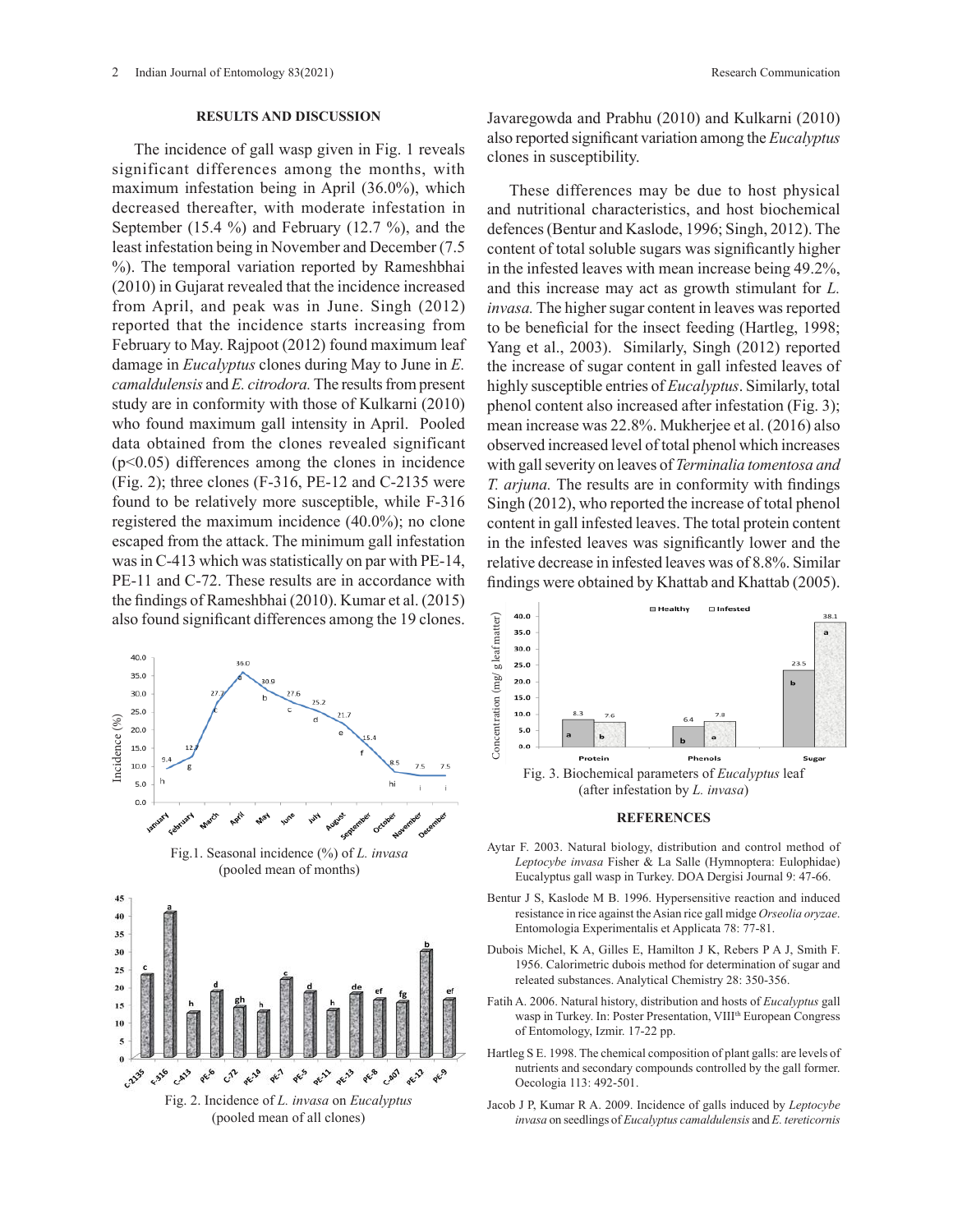## RESULTS AND DISCUSSION

The incidence of gall wasp given in Fig. 1 reveals significant differences among the months, with maximum infestation being in April (36.0%), which decreased thereafter, with moderate infestation in September (15.4 %) and February (12.7 %), and the least infestation being in November and December (7.5 %). The temporal variation reported by Rameshbhai (2010) in Gujarat revealed that the incidence increased from April, and peak was in June. Singh (2012) reported that the incidence starts increasing from February to May. Rajpoot (2012) found maximum leaf damage in *Eucalyptus* clones during May to June in *E. camaldulensis* and *E. citrodora.* The results from present study are in conformity with those of Kulkarni (2010) who found maximum gall intensity in April. Pooled data obtained from the clones revealed significant ($p<0.05$) differences among the clones in incidence (Fig. 2); three clones (F-316, PE-12 and C-2135 were found to be relatively more susceptible, while F-316 registered the maximum incidence (40.0%); no clone escaped from the attack. The minimum gall infestation was in C-413 which was statistically on par with PE-14, PE-11 and C-72. These results are in accordance with the findings of Rameshbhai (2010). Kumar et al. (2015) also found significant differences among the 19 clones.

Fig.1. Seasonal incidence (%) of *L. invasa* (pooled mean of months)

Fig. 2. Incidence of *L. invasa* on *Eucalyptus* (pooled mean of all clones)

Javaregowda and Prabhu (2010) and Kulkarni (2010) also reported significant variation among the *Eucalyptus* clones in susceptibility.

These differences may be due to host physical and nutritional characteristics, and host biochemical defences (Bentur and Kaslode, 1996; Singh, 2012). The content of total soluble sugars was significantly higher in the infested leaves with mean increase being 49.2%, and this increase may act as growth stimulant for *L. invasa.* The higher sugar content in leaves was reported to be beneficial for the insect feeding (Hartleg, 1998; Yang et al., 2003). Similarly, Singh (2012) reported the increase of sugar content in gall infested leaves of highly susceptible entries of *Eucalyptus*. Similarly, total phenol content also increased after infestation (Fig. 3); mean increase was 22.8%. Mukherjee et al. (2016) also observed increased level of total phenol which increases with gall severity on leaves of *Terminalia tomentosa and T. arjuna.* The results are in conformity with findings Singh (2012), who reported the increase of total phenol content in gall infested leaves. The total protein content in the infested leaves was significantly lower and the relative decrease in infested leaves was of 8.8%. Similar findings were obtained by Khattab and Khattab (2005).

Fig. 3. Biochemical parameters of *Eucalyptus* leaf (after infestation by *L. invasa*)

## REFERENCES

Aytar F. 2003. Natural biology, distribution and control method of *Leptocybe invasa* Fisher & La Salle (Hymnoptera: Eulophidae) Eucalyptus gall wasp in Turkey. DOA Dergisi Journal 9: 47-66.

Bentur J S, Kaslode M B. 1996. Hypersensitive reaction and induced resistance in rice against the Asian rice gall midge *Orseolia oryzae*. Entomologia Experimentalis et Applicata 78: 77-81.

Dubois Michel, K A, Gilles E, Hamilton J K, Rebers P A J, Smith F. 1956. Calorimetric dubois method for determination of sugar and releated substances. Analytical Chemistry 28: 350-356.

Fatih A. 2006. Natural history, distribution and hosts of *Eucalyptus* gall wasp in Turkey. In: Poster Presentation, VIII[th] European Congress of Entomology, Izmir. 17-22 pp.

Hartleg S E. 1998. The chemical composition of plant galls: are levels of nutrients and secondary compounds controlled by the gall former. Oecologia 113: 492-501.

Jacob J P, Kumar R A. 2009. Incidence of galls induced by *Leptocybe invasa* on seedlings of *Eucalyptus camaldulensis* and *E. tereticornis*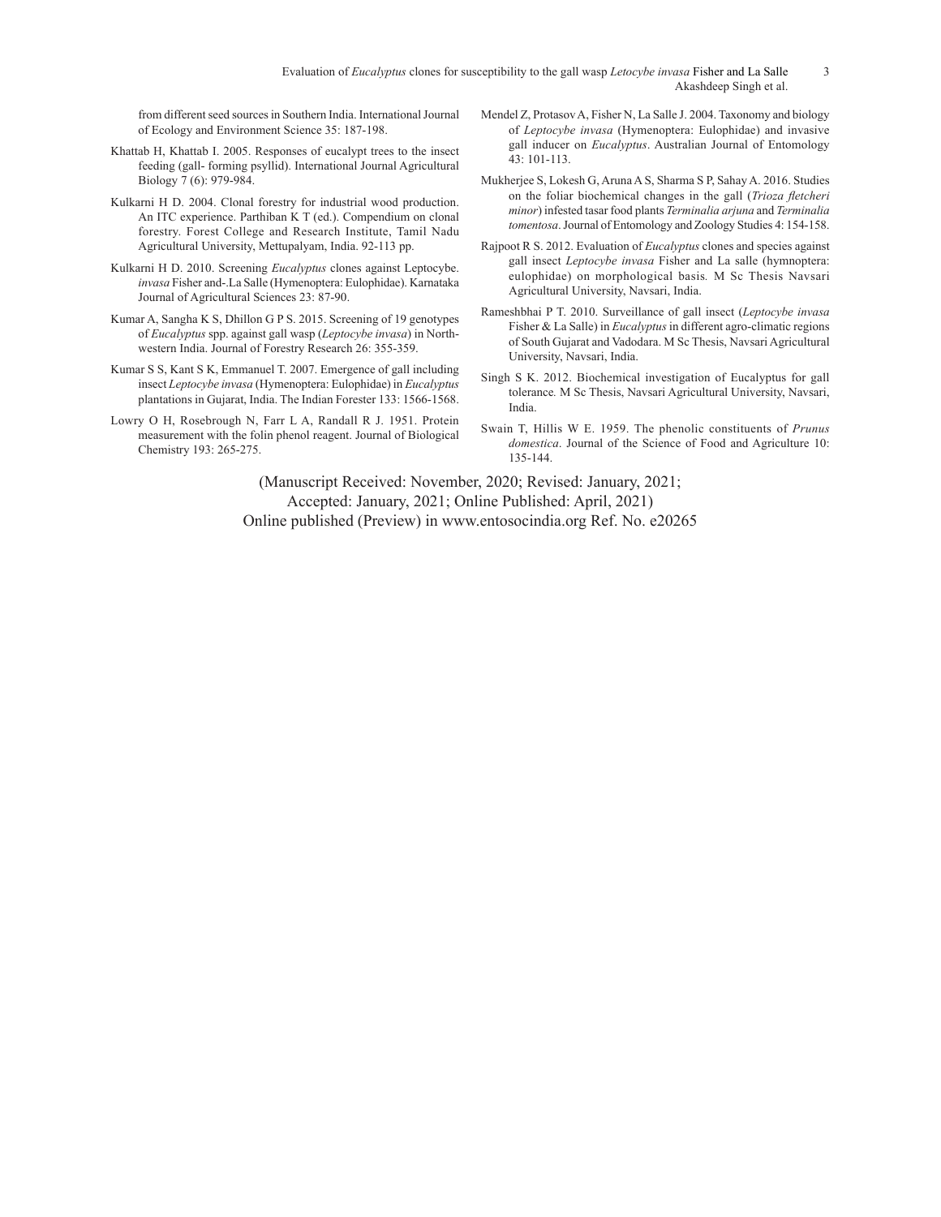from different seed sources in Southern India. International Journal of Ecology and Environment Science 35: 187-198.

Khattab H, Khattab I. 2005. Responses of eucalypt trees to the insect feeding (gall- forming psyllid). International Journal Agricultural Biology 7 (6): 979-984.

Kulkarni H D. 2004. Clonal forestry for industrial wood production. An ITC experience. Parthiban K T (ed.). Compendium on clonal forestry. Forest College and Research Institute, Tamil Nadu Agricultural University, Mettupalyam, India. 92-113 pp.

Kulkarni H D. 2010. Screening *Eucalyptus* clones against Leptocybe. *invasa* Fisher and-.La Salle (Hymenoptera: Eulophidae). Karnataka Journal of Agricultural Sciences 23: 87-90.

Kumar A, Sangha K S, Dhillon G P S. 2015. Screening of 19 genotypes of *Eucalyptus* spp. against gall wasp (*Leptocybe invasa*) in North-western India. Journal of Forestry Research 26: 355-359.

Kumar S S, Kant S K, Emmanuel T. 2007. Emergence of gall including insect *Leptocybe invasa* (Hymenoptera: Eulophidae) in *Eucalyptus* plantations in Gujarat, India. The Indian Forester 133: 1566-1568.

Lowry O H, Rosebrough N, Farr L A, Randall R J. 1951. Protein measurement with the folin phenol reagent. Journal of Biological Chemistry 193: 265-275.

Mendel Z, Protasov A, Fisher N, La Salle J. 2004. Taxonomy and biology of *Leptocybe invasa* (Hymenoptera: Eulophidae) and invasive gall inducer on *Eucalyptus*. Australian Journal of Entomology 43: 101-113.

Mukherjee S, Lokesh G, Aruna A S, Sharma S P, Sahay A. 2016. Studies on the foliar biochemical changes in the gall (*Trioza fletcheri minor*) infested tasar food plants *Terminalia arjuna* and *Terminalia tomentosa*. Journal of Entomology and Zoology Studies 4: 154-158.

Rajpoot R S. 2012. Evaluation of *Eucalyptus* clones and species against gall insect *Leptocybe invasa* Fisher and La salle (hymnoptera: eulophidae) on morphological basis. M Sc Thesis Navsari Agricultural University, Navsari, India.

Rameshbhai P T. 2010. Surveillance of gall insect (*Leptocybe invasa* Fisher & La Salle) in *Eucalyptus* in different agro-climatic regions of South Gujarat and Vadodara. M Sc Thesis, Navsari Agricultural University, Navsari, India.

Singh S K. 2012. Biochemical investigation of Eucalyptus for gall tolerance. M Sc Thesis, Navsari Agricultural University, Navsari, India.

Swain T, Hillis W E. 1959. The phenolic constituents of *Prunus domestica*. Journal of the Science of Food and Agriculture 10: 135-144.

(Manuscript Received: November, 2020; Revised: January, 2021; Accepted: January, 2021; Online Published: April, 2021)
Online published (Preview) in www.entosocindia.org Ref. No. e20265